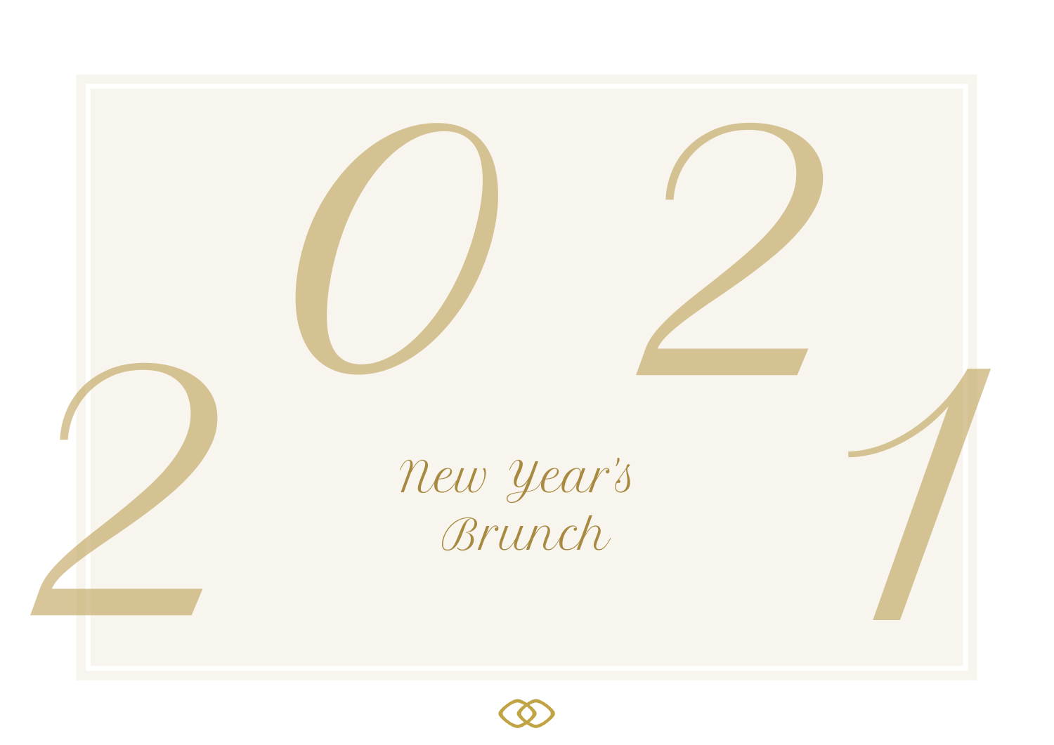# 2021

## New Year's Brunch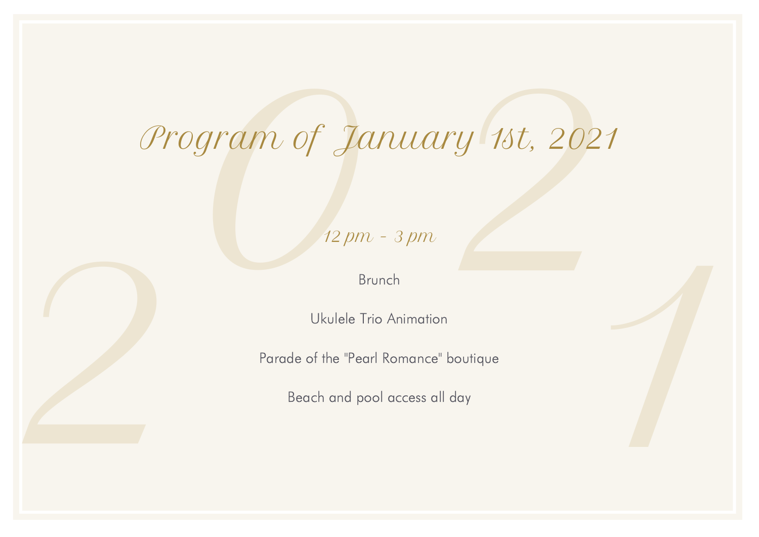# *Program of January 1st, 2021*

*12 pm - 3 pm*

Brunch

Ukulele Trio Animation

Parade of the "Pearl Romance" boutique

Beach and pool access all day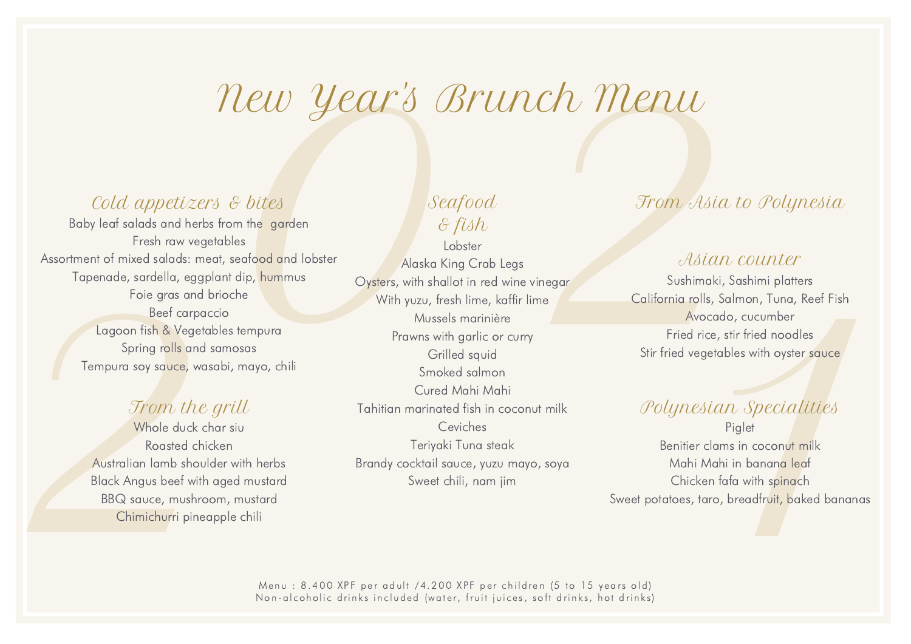# New Year's Brunch Menu

## Cold appetizers & bites

Baby leaf salads and herbs from the garden
Fresh raw vegetables
Assortment of mixed salads: meat, seafood and lobster
Tapenade, sardella, eggplant dip, hummus
Foie gras and brioche
Beef carpaccio
Lagoon fish & Vegetables tempura
Spring rolls and samosas
Tempura soy sauce, wasabi, mayo, chili

## From the grill

Whole duck char siu
Roasted chicken
Australian lamb shoulder with herbs
Black Angus beef with aged mustard
BBQ sauce, mushroom, mustard
Chimichurri pineapple chili

## Seafood & fish

Lobster
Alaska King Crab Legs
Oysters, with shallot in red wine vinegar
With yuzu, fresh lime, kaffir lime
Mussels marinière
Prawns with garlic or curry
Grilled squid
Smoked salmon
Cured Mahi Mahi
Tahitian marinated fish in coconut milk
Ceviches
Teriyaki Tuna steak
Brandy cocktail sauce, yuzu mayo, soya
Sweet chili, nam jim

## From Asia to Polynesia

### Asian counter

Sushimaki, Sashimi platters
California rolls, Salmon, Tuna, Reef Fish
Avocado, cucumber
Fried rice, stir fried noodles
Stir fried vegetables with oyster sauce

### Polynesian Specialities

Piglet
Benitier clams in coconut milk
Mahi Mahi in banana leaf
Chicken fafa with spinach
Sweet potatoes, taro, breadfruit, baked bananas

Menu : 8.400 XPF per adult /4.200 XPF per children (5 to 15 years old)
Non-alcoholic drinks included (water, fruit juices, soft drinks, hot drinks)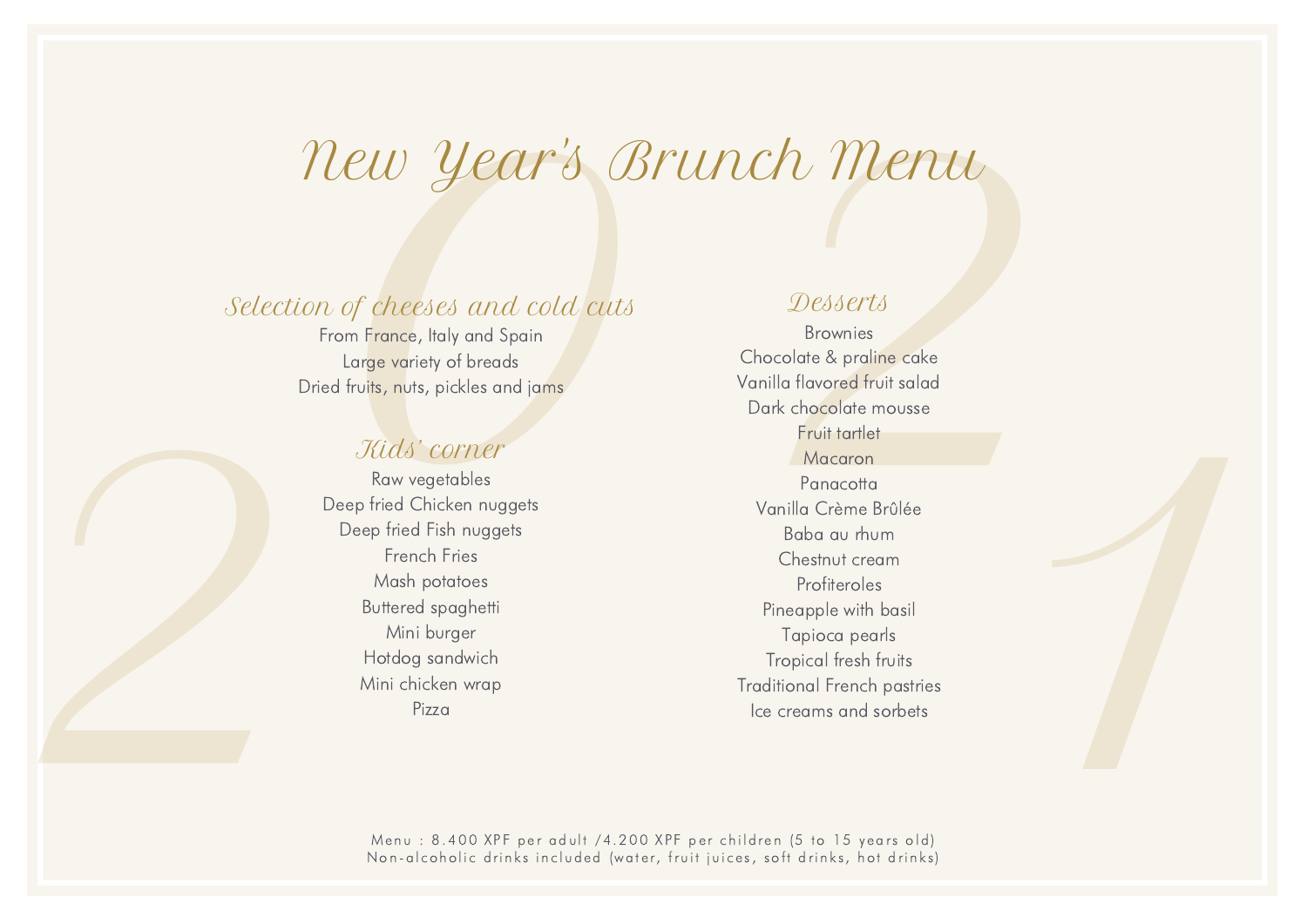# New Year's Brunch Menu

## Selection of cheeses and cold cuts

From France, Italy and Spain
Large variety of breads
Dried fruits, nuts, pickles and jams

## Kids' corner

Raw vegetables
Deep fried Chicken nuggets
Deep fried Fish nuggets
French Fries
Mash potatoes
Buttered spaghetti
Mini burger
Hotdog sandwich
Mini chicken wrap
Pizza

## Desserts

Brownies
Chocolate & praline cake
Vanilla flavored fruit salad
Dark chocolate mousse
Fruit tartlet
Macaron
Panacotta
Vanilla Crème Brûlée
Baba au rhum
Chestnut cream
Profiteroles
Pineapple with basil
Tapioca pearls
Tropical fresh fruits
Traditional French pastries
Ice creams and sorbets

Menu : 8.400 XPF per adult /4.200 XPF per children (5 to 15 years old)
Non-alcoholic drinks included (water, fruit juices, soft drinks, hot drinks)